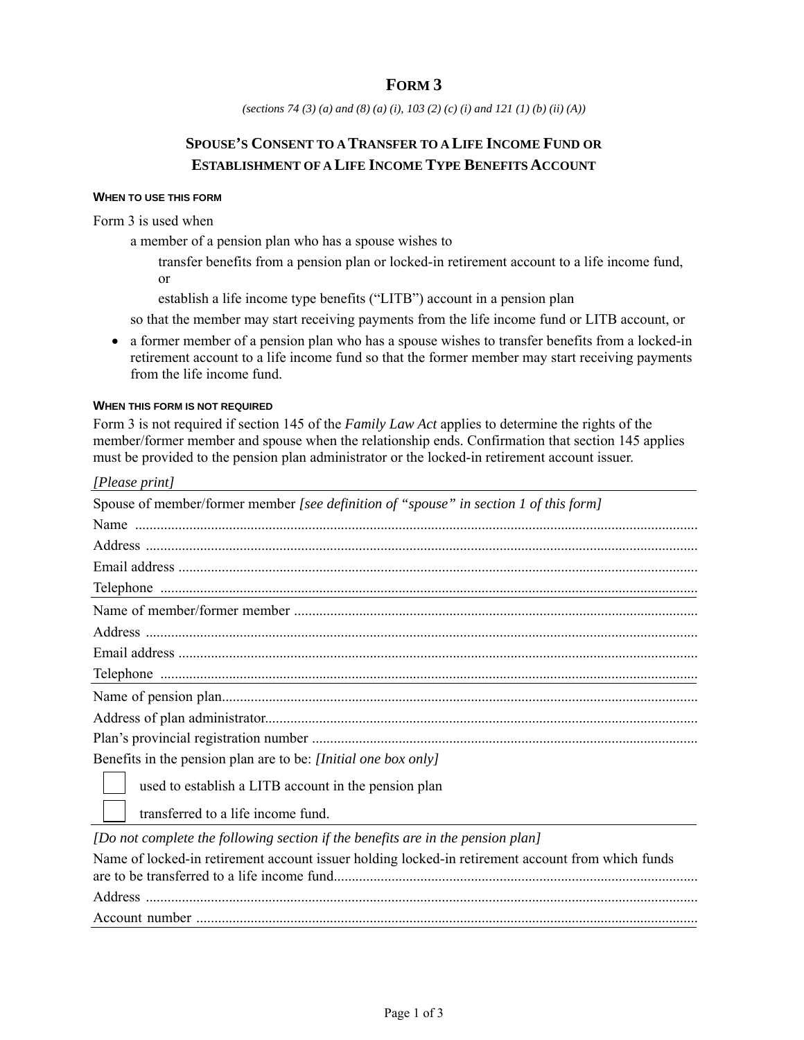# FORM 3

*(sections 74 (3) (a) and (8) (a) (i), 103 (2) (c) (i) and 121 (1) (b) (ii) (A))*

## SPOUSE'S CONSENT TO A TRANSFER TO A LIFE INCOME FUND OR ESTABLISHMENT OF A LIFE INCOME TYPE BENEFITS ACCOUNT

**WHEN TO USE THIS FORM**

Form 3 is used when

a member of a pension plan who has a spouse wishes to

transfer benefits from a pension plan or locked-in retirement account to a life income fund, or

establish a life income type benefits ("LITB") account in a pension plan

so that the member may start receiving payments from the life income fund or LITB account, or

- a former member of a pension plan who has a spouse wishes to transfer benefits from a locked-in retirement account to a life income fund so that the former member may start receiving payments from the life income fund.

**WHEN THIS FORM IS NOT REQUIRED**

Form 3 is not required if section 145 of the *Family Law Act* applies to determine the rights of the member/former member and spouse when the relationship ends. Confirmation that section 145 applies must be provided to the pension plan administrator or the locked-in retirement account issuer.

*[Please print]*

Spouse of member/former member *[see definition of "spouse" in section 1 of this form]*

Name ..........................................................................................................................................

Address .......................................................................................................................................

Email address ..............................................................................................................................

Telephone ...................................................................................................................................

Name of member/former member ..............................................................................................

Address .......................................................................................................................................

Email address ..............................................................................................................................

Telephone ...................................................................................................................................

Name of pension plan..................................................................................................................

Address of plan administrator......................................................................................................

Plan's provincial registration number .........................................................................................

Benefits in the pension plan are to be: *[Initial one box only]*

☐ used to establish a LITB account in the pension plan

☐ transferred to a life income fund.

*[Do not complete the following section if the benefits are in the pension plan]*

Name of locked-in retirement account issuer holding locked-in retirement account from which funds are to be transferred to a life income fund....................................................................................

Address .......................................................................................................................................

Account number .........................................................................................................................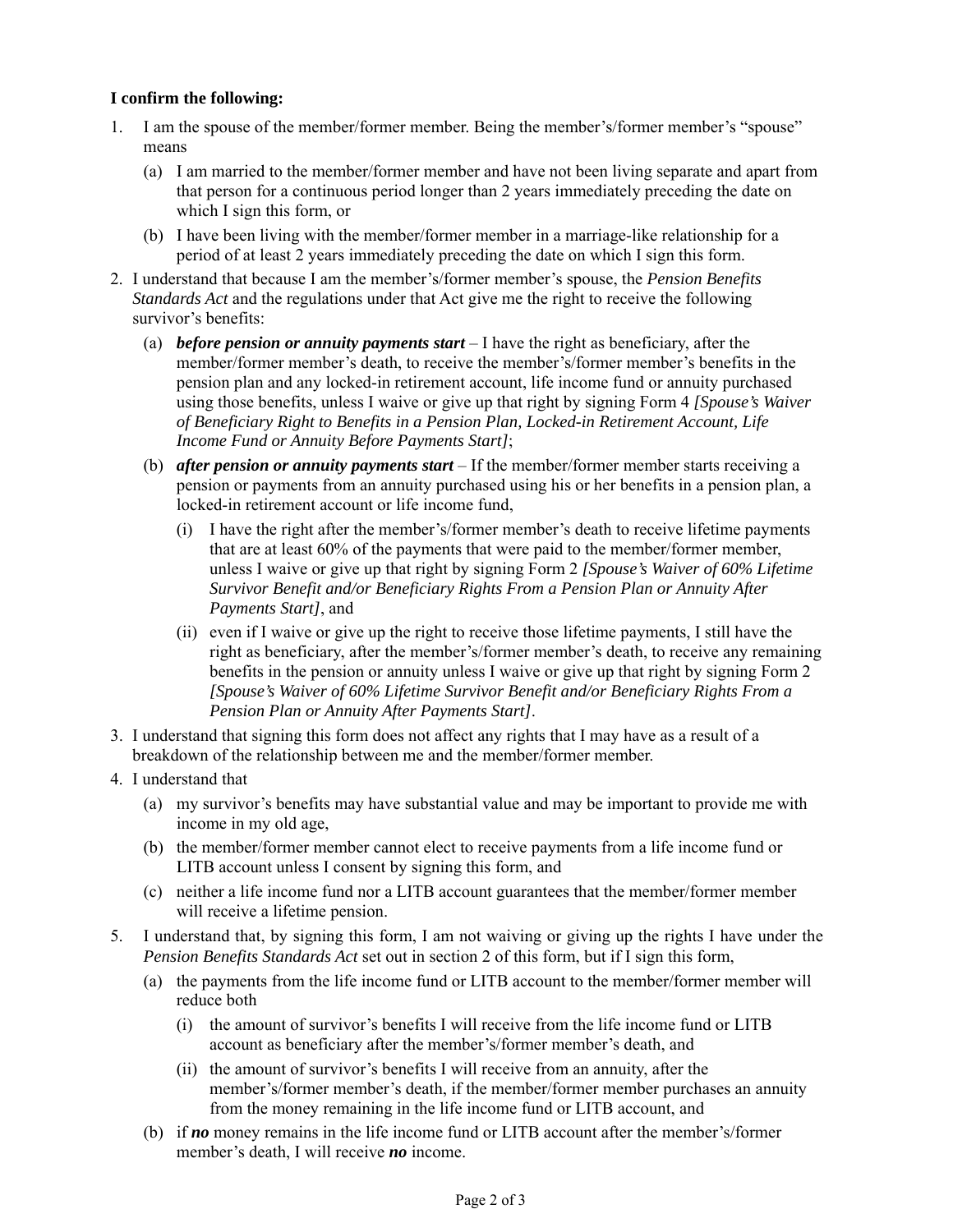**I confirm the following:**

1. I am the spouse of the member/former member. Being the member's/former member's "spouse" means
   (a) I am married to the member/former member and have not been living separate and apart from that person for a continuous period longer than 2 years immediately preceding the date on which I sign this form, or
   (b) I have been living with the member/former member in a marriage-like relationship for a period of at least 2 years immediately preceding the date on which I sign this form.
2. I understand that because I am the member's/former member's spouse, the *Pension Benefits Standards Act* and the regulations under that Act give me the right to receive the following survivor's benefits:
   (a) ***before pension or annuity payments start*** – I have the right as beneficiary, after the member/former member's death, to receive the member's/former member's benefits in the pension plan and any locked-in retirement account, life income fund or annuity purchased using those benefits, unless I waive or give up that right by signing Form 4 *[Spouse's Waiver of Beneficiary Right to Benefits in a Pension Plan, Locked-in Retirement Account, Life Income Fund or Annuity Before Payments Start]*;
   (b) ***after pension or annuity payments start*** – If the member/former member starts receiving a pension or payments from an annuity purchased using his or her benefits in a pension plan, a locked-in retirement account or life income fund,
      (i) I have the right after the member's/former member's death to receive lifetime payments that are at least 60% of the payments that were paid to the member/former member, unless I waive or give up that right by signing Form 2 *[Spouse's Waiver of 60% Lifetime Survivor Benefit and/or Beneficiary Rights From a Pension Plan or Annuity After Payments Start]*, and
      (ii) even if I waive or give up the right to receive those lifetime payments, I still have the right as beneficiary, after the member's/former member's death, to receive any remaining benefits in the pension or annuity unless I waive or give up that right by signing Form 2 *[Spouse's Waiver of 60% Lifetime Survivor Benefit and/or Beneficiary Rights From a Pension Plan or Annuity After Payments Start]*.
3. I understand that signing this form does not affect any rights that I may have as a result of a breakdown of the relationship between me and the member/former member.
4. I understand that
   (a) my survivor's benefits may have substantial value and may be important to provide me with income in my old age,
   (b) the member/former member cannot elect to receive payments from a life income fund or LITB account unless I consent by signing this form, and
   (c) neither a life income fund nor a LITB account guarantees that the member/former member will receive a lifetime pension.
5. I understand that, by signing this form, I am not waiving or giving up the rights I have under the *Pension Benefits Standards Act* set out in section 2 of this form, but if I sign this form,
   (a) the payments from the life income fund or LITB account to the member/former member will reduce both
      (i) the amount of survivor's benefits I will receive from the life income fund or LITB account as beneficiary after the member's/former member's death, and
      (ii) the amount of survivor's benefits I will receive from an annuity, after the member's/former member's death, if the member/former member purchases an annuity from the money remaining in the life income fund or LITB account, and
   (b) if ***no*** money remains in the life income fund or LITB account after the member's/former member's death, I will receive ***no*** income.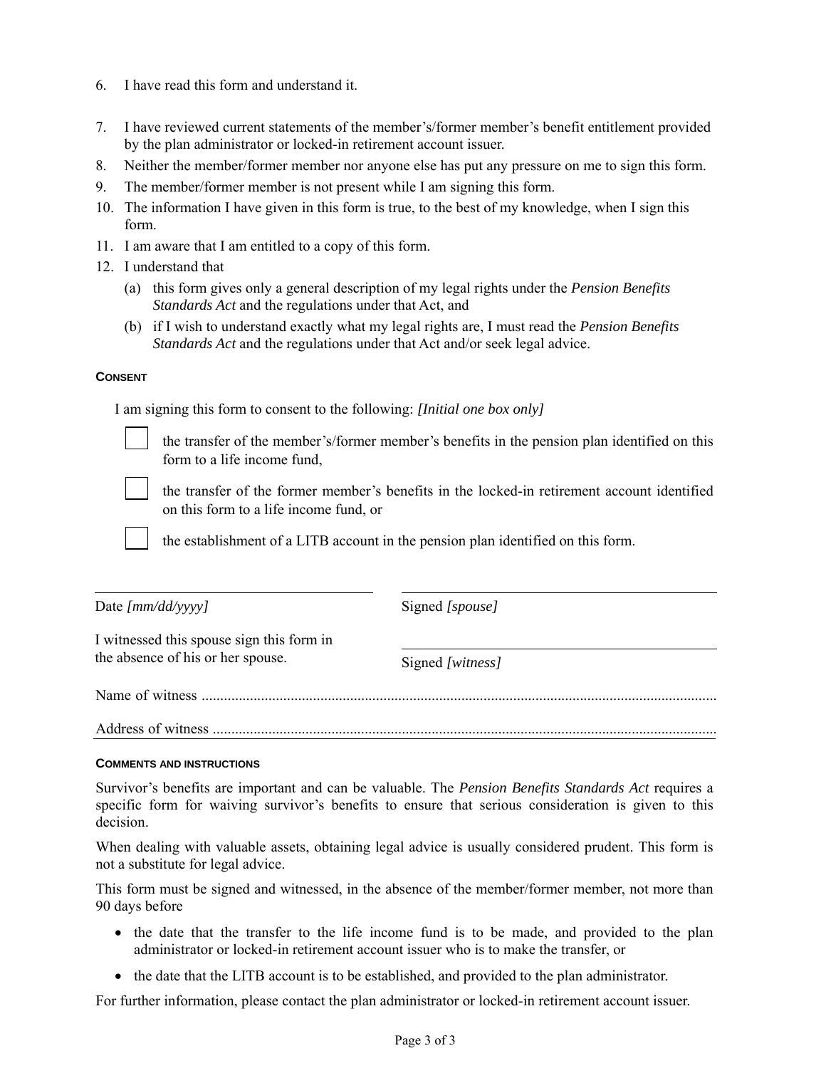6. I have read this form and understand it.
7. I have reviewed current statements of the member's/former member's benefit entitlement provided by the plan administrator or locked-in retirement account issuer.
8. Neither the member/former member nor anyone else has put any pressure on me to sign this form.
9. The member/former member is not present while I am signing this form.
10. The information I have given in this form is true, to the best of my knowledge, when I sign this form.
11. I am aware that I am entitled to a copy of this form.
12. I understand that
    (a) this form gives only a general description of my legal rights under the *Pension Benefits Standards Act* and the regulations under that Act, and
    (b) if I wish to understand exactly what my legal rights are, I must read the *Pension Benefits Standards Act* and the regulations under that Act and/or seek legal advice.

#### CONSENT

I am signing this form to consent to the following: *[Initial one box only]*

☐ the transfer of the member's/former member's benefits in the pension plan identified on this form to a life income fund,

☐ the transfer of the former member's benefits in the locked-in retirement account identified on this form to a life income fund, or

☐ the establishment of a LITB account in the pension plan identified on this form.

\_\_\_\_\_\_\_\_\_\_\_\_\_\_\_\_\_\_\_\_\_\_\_\_\_\_\_\_\_\_ \_\_\_\_\_\_\_\_\_\_\_\_\_\_\_\_\_\_\_\_\_\_\_\_\_\_\_\_\_\_

Date *[mm/dd/yyyy]* Signed *[spouse]*

I witnessed this spouse sign this form in the absence of his or her spouse.

\_\_\_\_\_\_\_\_\_\_\_\_\_\_\_\_\_\_\_\_\_\_\_\_\_\_\_\_\_\_

Signed *[witness]*

Name of witness ..........................................................................................................................

Address of witness .......................................................................................................................

#### COMMENTS AND INSTRUCTIONS

Survivor's benefits are important and can be valuable. The *Pension Benefits Standards Act* requires a specific form for waiving survivor's benefits to ensure that serious consideration is given to this decision.

When dealing with valuable assets, obtaining legal advice is usually considered prudent. This form is not a substitute for legal advice.

This form must be signed and witnessed, in the absence of the member/former member, not more than 90 days before

- the date that the transfer to the life income fund is to be made, and provided to the plan administrator or locked-in retirement account issuer who is to make the transfer, or
- the date that the LITB account is to be established, and provided to the plan administrator.

For further information, please contact the plan administrator or locked-in retirement account issuer.